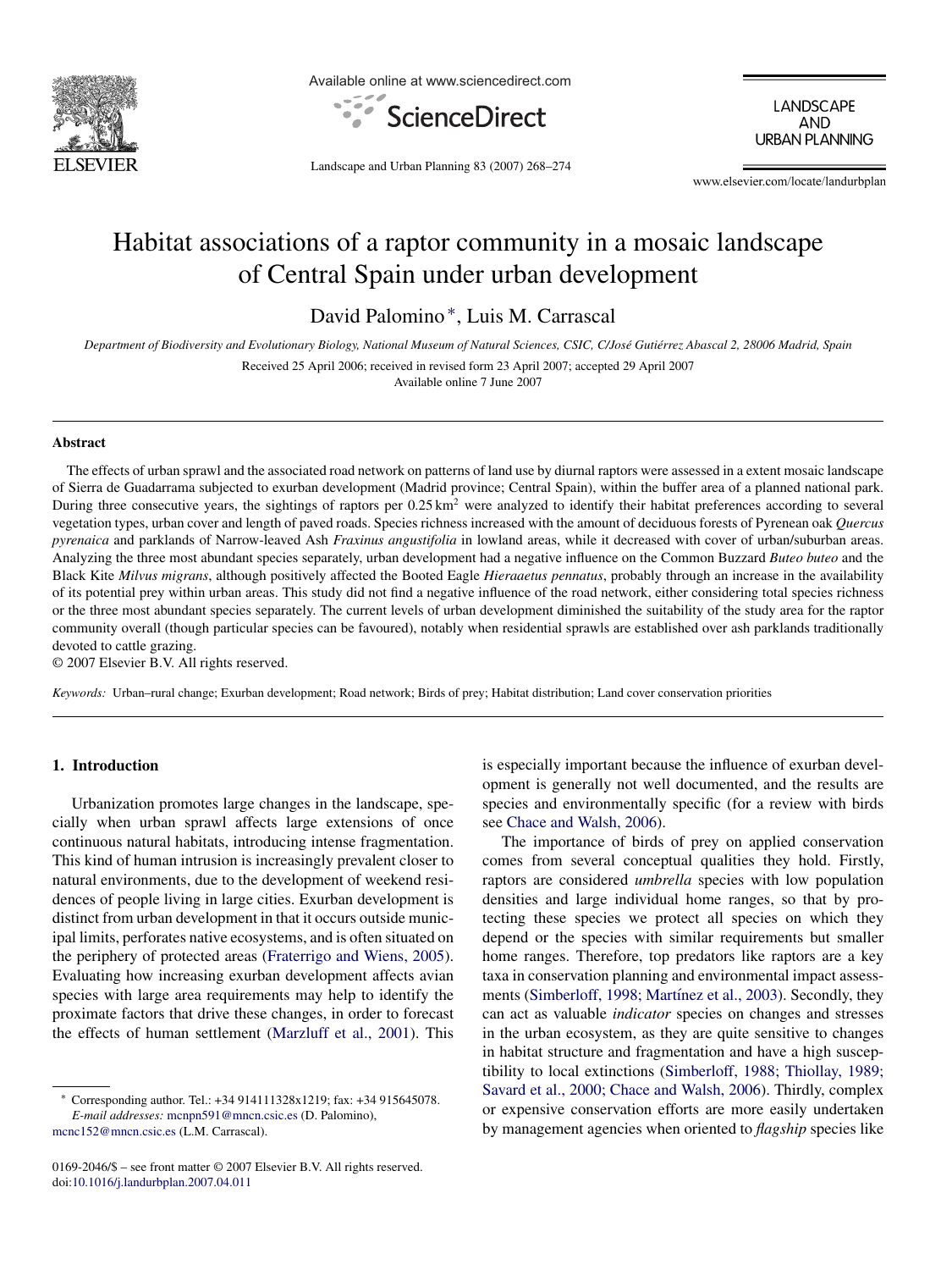# Habitat associations of a raptor community in a mosaic landscape of Central Spain under urban development

David Palomino *, Luis M. Carrascal

*Department of Biodiversity and Evolutionary Biology, National Museum of Natural Sciences, CSIC, C/José Gutiérrez Abascal 2, 28006 Madrid, Spain*

Received 25 April 2006; received in revised form 23 April 2007; accepted 29 April 2007
Available online 7 June 2007

## Abstract

The effects of urban sprawl and the associated road network on patterns of land use by diurnal raptors were assessed in a extent mosaic landscape of Sierra de Guadarrama subjected to exurban development (Madrid province; Central Spain), within the buffer area of a planned national park. During three consecutive years, the sightings of raptors per $0.25\,km^2$ were analyzed to identify their habitat preferences according to several vegetation types, urban cover and length of paved roads. Species richness increased with the amount of deciduous forests of Pyrenean oak *Quercus pyrenaica* and parklands of Narrow-leaved Ash *Fraxinus angustifolia* in lowland areas, while it decreased with cover of urban/suburban areas. Analyzing the three most abundant species separately, urban development had a negative influence on the Common Buzzard *Buteo buteo* and the Black Kite *Milvus migrans*, although positively affected the Booted Eagle *Hieraaetus pennatus*, probably through an increase in the availability of its potential prey within urban areas. This study did not find a negative influence of the road network, either considering total species richness or the three most abundant species separately. The current levels of urban development diminished the suitability of the study area for the raptor community overall (though particular species can be favoured), notably when residential sprawls are established over ash parklands traditionally devoted to cattle grazing.

© 2007 Elsevier B.V. All rights reserved.

*Keywords:* Urban–rural change; Exurban development; Road network; Birds of prey; Habitat distribution; Land cover conservation priorities

## 1. Introduction

Urbanization promotes large changes in the landscape, specially when urban sprawl affects large extensions of once continuous natural habitats, introducing intense fragmentation. This kind of human intrusion is increasingly prevalent closer to natural environments, due to the development of weekend residences of people living in large cities. Exurban development is distinct from urban development in that it occurs outside municipal limits, perforates native ecosystems, and is often situated on the periphery of protected areas (Fraterrigo and Wiens, 2005). Evaluating how increasing exurban development affects avian species with large area requirements may help to identify the proximate factors that drive these changes, in order to forecast the effects of human settlement (Marzluff et al., 2001). This is especially important because the influence of exurban development is generally not well documented, and the results are species and environmentally specific (for a review with birds see Chace and Walsh, 2006).

The importance of birds of prey on applied conservation comes from several conceptual qualities they hold. Firstly, raptors are considered *umbrella* species with low population densities and large individual home ranges, so that by protecting these species we protect all species on which they depend or the species with similar requirements but smaller home ranges. Therefore, top predators like raptors are a key taxa in conservation planning and environmental impact assessments (Simberloff, 1998; Martínez et al., 2003). Secondly, they can act as valuable *indicator* species on changes and stresses in the urban ecosystem, as they are quite sensitive to changes in habitat structure and fragmentation and have a high susceptibility to local extinctions (Simberloff, 1988; Thiollay, 1989; Savard et al., 2000; Chace and Walsh, 2006). Thirdly, complex or expensive conservation efforts are more easily undertaken by management agencies when oriented to *flagship* species like

* Corresponding author. Tel.: +34 914111328x1219; fax: +34 915645078.
*E-mail addresses:* mcnpn591@mncn.csic.es (D. Palomino), mcnc152@mncn.csic.es (L.M. Carrascal).

0169-2046/$ – see front matter © 2007 Elsevier B.V. All rights reserved.
doi:10.1016/j.landurbplan.2007.04.011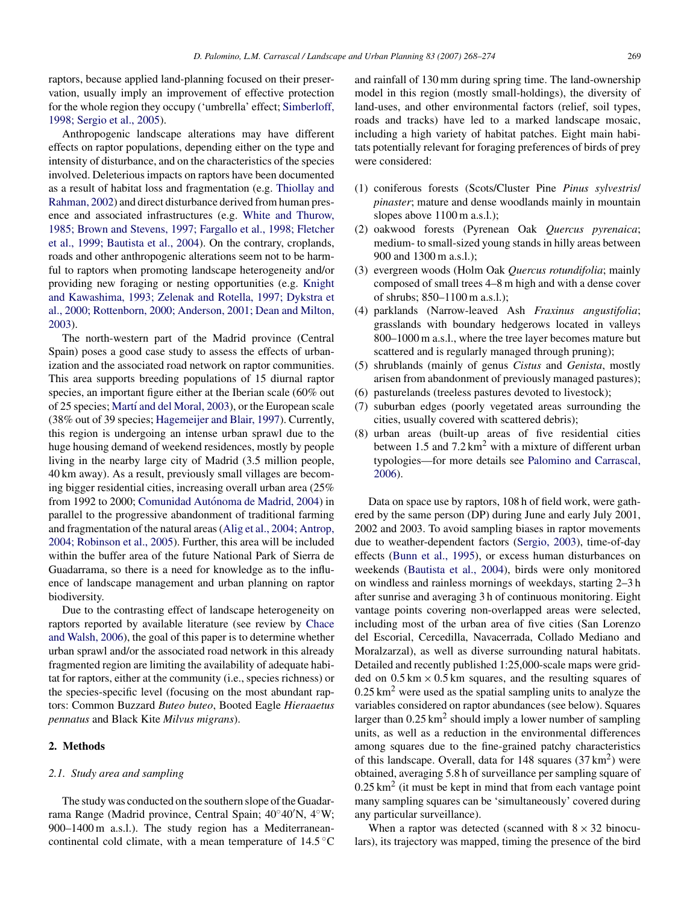raptors, because applied land-planning focused on their preservation, usually imply an improvement of effective protection for the whole region they occupy ('umbrella' effect; Simberloff, 1998; Sergio et al., 2005).

Anthropogenic landscape alterations may have different effects on raptor populations, depending either on the type and intensity of disturbance, and on the characteristics of the species involved. Deleterious impacts on raptors have been documented as a result of habitat loss and fragmentation (e.g. Thiollay and Rahman, 2002) and direct disturbance derived from human presence and associated infrastructures (e.g. White and Thurow, 1985; Brown and Stevens, 1997; Fargallo et al., 1998; Fletcher et al., 1999; Bautista et al., 2004). On the contrary, croplands, roads and other anthropogenic alterations seem not to be harmful to raptors when promoting landscape heterogeneity and/or providing new foraging or nesting opportunities (e.g. Knight and Kawashima, 1993; Zelenak and Rotella, 1997; Dykstra et al., 2000; Rottenborn, 2000; Anderson, 2001; Dean and Milton, 2003).

The north-western part of the Madrid province (Central Spain) poses a good case study to assess the effects of urbanization and the associated road network on raptor communities. This area supports breeding populations of 15 diurnal raptor species, an important figure either at the Iberian scale (60% out of 25 species; Martí and del Moral, 2003), or the European scale (38% out of 39 species; Hagemeijer and Blair, 1997). Currently, this region is undergoing an intense urban sprawl due to the huge housing demand of weekend residences, mostly by people living in the nearby large city of Madrid (3.5 million people, 40 km away). As a result, previously small villages are becoming bigger residential cities, increasing overall urban area (25% from 1992 to 2000; Comunidad Autónoma de Madrid, 2004) in parallel to the progressive abandonment of traditional farming and fragmentation of the natural areas (Alig et al., 2004; Antrop, 2004; Robinson et al., 2005). Further, this area will be included within the buffer area of the future National Park of Sierra de Guadarrama, so there is a need for knowledge as to the influence of landscape management and urban planning on raptor biodiversity.

Due to the contrasting effect of landscape heterogeneity on raptors reported by available literature (see review by Chace and Walsh, 2006), the goal of this paper is to determine whether urban sprawl and/or the associated road network in this already fragmented region are limiting the availability of adequate habitat for raptors, either at the community (i.e., species richness) or the species-specific level (focusing on the most abundant raptors: Common Buzzard *Buteo buteo*, Booted Eagle *Hieraaetus pennatus* and Black Kite *Milvus migrans*).

## 2. Methods

### 2.1. Study area and sampling

The study was conducted on the southern slope of the Guadarrama Range (Madrid province, Central Spain; 40°40′N, 4°W; 900–1400 m a.s.l.). The study region has a Mediterranean-continental cold climate, with a mean temperature of 14.5 °C and rainfall of 130 mm during spring time. The land-ownership model in this region (mostly small-holdings), the diversity of land-uses, and other environmental factors (relief, soil types, roads and tracks) have led to a marked landscape mosaic, including a high variety of habitat patches. Eight main habitats potentially relevant for foraging preferences of birds of prey were considered:

1. coniferous forests (Scots/Cluster Pine *Pinus sylvestris*/*pinaster*; mature and dense woodlands mainly in mountain slopes above 1100 m a.s.l.);
2. oakwood forests (Pyrenean Oak *Quercus pyrenaica*; medium- to small-sized young stands in hilly areas between 900 and 1300 m a.s.l.);
3. evergreen woods (Holm Oak *Quercus rotundifolia*; mainly composed of small trees 4–8 m high and with a dense cover of shrubs; 850–1100 m a.s.l.);
4. parklands (Narrow-leaved Ash *Fraxinus angustifolia*; grasslands with boundary hedgerows located in valleys 800–1000 m a.s.l., where the tree layer becomes mature but scattered and is regularly managed through pruning);
5. shrublands (mainly of genus *Cistus* and *Genista*, mostly arisen from abandonment of previously managed pastures);
6. pasturelands (treeless pastures devoted to livestock);
7. suburban edges (poorly vegetated areas surrounding the cities, usually covered with scattered debris);
8. urban areas (built-up areas of five residential cities between 1.5 and 7.2 $km^2$ with a mixture of different urban typologies—for more details see Palomino and Carrascal, 2006).

Data on space use by raptors, 108 h of field work, were gathered by the same person (DP) during June and early July 2001, 2002 and 2003. To avoid sampling biases in raptor movements due to weather-dependent factors (Sergio, 2003), time-of-day effects (Bunn et al., 1995), or excess human disturbances on weekends (Bautista et al., 2004), birds were only monitored on windless and rainless mornings of weekdays, starting 2–3 h after sunrise and averaging 3 h of continuous monitoring. Eight vantage points covering non-overlapped areas were selected, including most of the urban area of five cities (San Lorenzo del Escorial, Cercedilla, Navacerrada, Collado Mediano and Moralzarzal), as well as diverse surrounding natural habitats. Detailed and recently published 1:25,000-scale maps were gridded on 0.5 km × 0.5 km squares, and the resulting squares of 0.25 $km^2$ were used as the spatial sampling units to analyze the variables considered on raptor abundances (see below). Squares larger than 0.25 $km^2$ should imply a lower number of sampling units, as well as a reduction in the environmental differences among squares due to the fine-grained patchy characteristics of this landscape. Overall, data for 148 squares (37 $km^2$) were obtained, averaging 5.8 h of surveillance per sampling square of 0.25 $km^2$ (it must be kept in mind that from each vantage point many sampling squares can be 'simultaneously' covered during any particular surveillance).

When a raptor was detected (scanned with 8 × 32 binoculars), its trajectory was mapped, timing the presence of the bird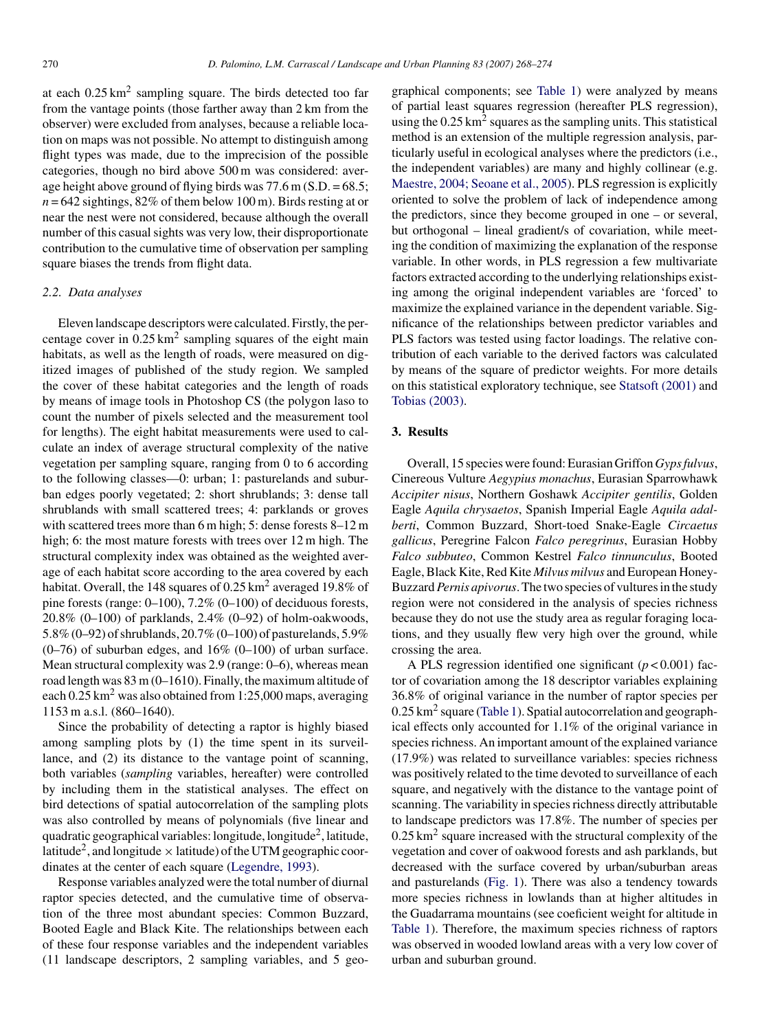at each $0.25\,km^2$ sampling square. The birds detected too far from the vantage points (those farther away than 2 km from the observer) were excluded from analyses, because a reliable location on maps was not possible. No attempt to distinguish among flight types was made, due to the imprecision of the possible categories, though no bird above 500 m was considered: average height above ground of flying birds was 77.6 m (S.D. = 68.5; $n = 642$ sightings, 82% of them below 100 m). Birds resting at or near the nest were not considered, because although the overall number of this casual sights was very low, their disproportionate contribution to the cumulative time of observation per sampling square biases the trends from flight data.

### 2.2. Data analyses

Eleven landscape descriptors were calculated. Firstly, the percentage cover in $0.25\,km^2$ sampling squares of the eight main habitats, as well as the length of roads, were measured on digitized images of published of the study region. We sampled the cover of these habitat categories and the length of roads by means of image tools in Photoshop CS (the polygon laso to count the number of pixels selected and the measurement tool for lengths). The eight habitat measurements were used to calculate an index of average structural complexity of the native vegetation per sampling square, ranging from 0 to 6 according to the following classes—0: urban; 1: pasturelands and suburban edges poorly vegetated; 2: short shrublands; 3: dense tall shrublands with small scattered trees; 4: parklands or groves with scattered trees more than 6 m high; 5: dense forests 8–12 m high; 6: the most mature forests with trees over 12 m high. The structural complexity index was obtained as the weighted average of each habitat score according to the area covered by each habitat. Overall, the 148 squares of $0.25\,km^2$ averaged 19.8% of pine forests (range: 0–100), 7.2% (0–100) of deciduous forests, 20.8% (0–100) of parklands, 2.4% (0–92) of holm-oakwoods, 5.8% (0–92) of shrublands, 20.7% (0–100) of pasturelands, 5.9% (0–76) of suburban edges, and 16% (0–100) of urban surface. Mean structural complexity was 2.9 (range: 0–6), whereas mean road length was 83 m (0–1610). Finally, the maximum altitude of each $0.25\,km^2$ was also obtained from 1:25,000 maps, averaging 1153 m a.s.l. (860–1640).

Since the probability of detecting a raptor is highly biased among sampling plots by (1) the time spent in its surveillance, and (2) its distance to the vantage point of scanning, both variables (*sampling* variables, hereafter) were controlled by including them in the statistical analyses. The effect on bird detections of spatial autocorrelation of the sampling plots was also controlled by means of polynomials (five linear and quadratic geographical variables: longitude, longitude$^2$, latitude, latitude$^2$, and longitude × latitude) of the UTM geographic coordinates at the center of each square (Legendre, 1993).

Response variables analyzed were the total number of diurnal raptor species detected, and the cumulative time of observation of the three most abundant species: Common Buzzard, Booted Eagle and Black Kite. The relationships between each of these four response variables and the independent variables (11 landscape descriptors, 2 sampling variables, and 5 geographical components; see Table 1) were analyzed by means of partial least squares regression (hereafter PLS regression), using the $0.25\,km^2$ squares as the sampling units. This statistical method is an extension of the multiple regression analysis, particularly useful in ecological analyses where the predictors (i.e., the independent variables) are many and highly collinear (e.g. Maestre, 2004; Seoane et al., 2005). PLS regression is explicitly oriented to solve the problem of lack of independence among the predictors, since they become grouped in one – or several, but orthogonal – lineal gradient/s of covariation, while meeting the condition of maximizing the explanation of the response variable. In other words, in PLS regression a few multivariate factors extracted according to the underlying relationships existing among the original independent variables are 'forced' to maximize the explained variance in the dependent variable. Significance of the relationships between predictor variables and PLS factors was tested using factor loadings. The relative contribution of each variable to the derived factors was calculated by means of the square of predictor weights. For more details on this statistical exploratory technique, see Statsoft (2001) and Tobias (2003).

## 3. Results

Overall, 15 species were found: Eurasian Griffon *Gyps fulvus*, Cinereous Vulture *Aegypius monachus*, Eurasian Sparrowhawk *Accipiter nisus*, Northern Goshawk *Accipiter gentilis*, Golden Eagle *Aquila chrysaetos*, Spanish Imperial Eagle *Aquila adalberti*, Common Buzzard, Short-toed Snake-Eagle *Circaetus gallicus*, Peregrine Falcon *Falco peregrinus*, Eurasian Hobby *Falco subbuteo*, Common Kestrel *Falco tinnunculus*, Booted Eagle, Black Kite, Red Kite *Milvus milvus* and European Honey-Buzzard *Pernis apivorus*. The two species of vultures in the study region were not considered in the analysis of species richness because they do not use the study area as regular foraging locations, and they usually flew very high over the ground, while crossing the area.

A PLS regression identified one significant ($p < 0.001$) factor of covariation among the 18 descriptor variables explaining 36.8% of original variance in the number of raptor species per $0.25\,km^2$ square (Table 1). Spatial autocorrelation and geographical effects only accounted for 1.1% of the original variance in species richness. An important amount of the explained variance (17.9%) was related to surveillance variables: species richness was positively related to the time devoted to surveillance of each square, and negatively with the distance to the vantage point of scanning. The variability in species richness directly attributable to landscape predictors was 17.8%. The number of species per $0.25\,km^2$ square increased with the structural complexity of the vegetation and cover of oakwood forests and ash parklands, but decreased with the surface covered by urban/suburban areas and pasturelands (Fig. 1). There was also a tendency towards more species richness in lowlands than at higher altitudes in the Guadarrama mountains (see coeficient weight for altitude in Table 1). Therefore, the maximum species richness of raptors was observed in wooded lowland areas with a very low cover of urban and suburban ground.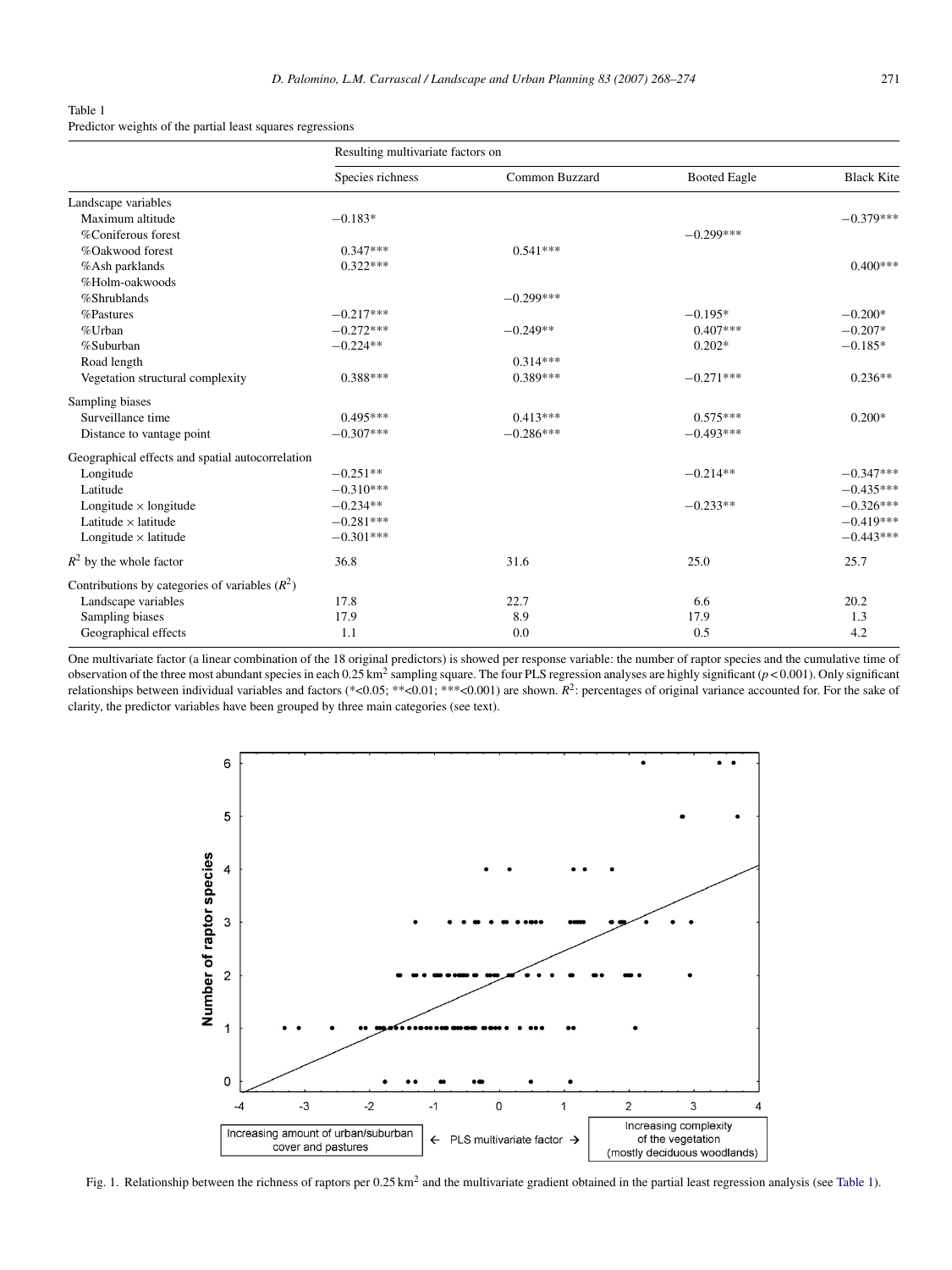Table 1
Predictor weights of the partial least squares regressions

| | Resulting multivariate factors on | | | |
|---|---|---|---|---|
| | Species richness | Common Buzzard | Booted Eagle | Black Kite |
| **Landscape variables** | | | | |
| Maximum altitude | −0.183* | | | −0.379*** |
| %Coniferous forest | | | −0.299*** | |
| %Oakwood forest | 0.347*** | 0.541*** | | |
| %Ash parklands | 0.322*** | | | 0.400*** |
| %Holm-oakwoods | | | | |
| %Shrublands | | −0.299*** | | |
| %Pastures | −0.217*** | | −0.195* | −0.200* |
| %Urban | −0.272*** | −0.249** | 0.407*** | −0.207* |
| %Suburban | −0.224** | | 0.202* | −0.185* |
| Road length | | 0.314*** | | |
| Vegetation structural complexity | 0.388*** | 0.389*** | −0.271*** | 0.236** |
| **Sampling biases** | | | | |
| Surveillance time | 0.495*** | 0.413*** | 0.575*** | 0.200* |
| Distance to vantage point | −0.307*** | −0.286*** | −0.493*** | |
| **Geographical effects and spatial autocorrelation** | | | | |
| Longitude | −0.251** | | −0.214** | −0.347*** |
| Latitude | −0.310*** | | | −0.435*** |
| Longitude × longitude | −0.234** | | −0.233** | −0.326*** |
| Latitude × latitude | −0.281*** | | | −0.419*** |
| Longitude × latitude | −0.301*** | | | −0.443*** |
| $R^2$ by the whole factor | 36.8 | 31.6 | 25.0 | 25.7 |
| **Contributions by categories of variables ($R^2$)** | | | | |
| Landscape variables | 17.8 | 22.7 | 6.6 | 20.2 |
| Sampling biases | 17.9 | 8.9 | 17.9 | 1.3 |
| Geographical effects | 1.1 | 0.0 | 0.5 | 4.2 |

One multivariate factor (a linear combination of the 18 original predictors) is showed per response variable: the number of raptor species and the cumulative time of observation of the three most abundant species in each 0.25 km$^2$ sampling square. The four PLS regression analyses are highly significant ($p < 0.001$). Only significant relationships between individual variables and factors (*<0.05; **<0.01; ***<0.001) are shown. $R^2$: percentages of original variance accounted for. For the sake of clarity, the predictor variables have been grouped by three main categories (see text).

Fig. 1. Relationship between the richness of raptors per 0.25 km$^2$ and the multivariate gradient obtained in the partial least regression analysis (see Table 1).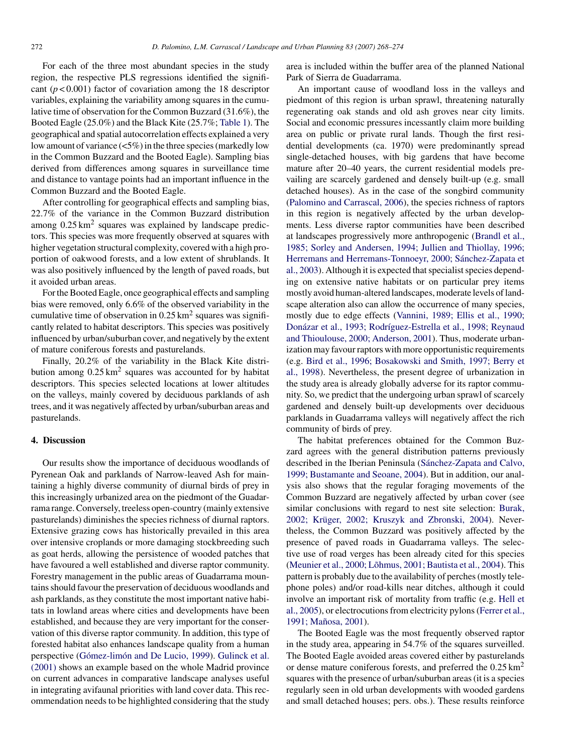For each of the three most abundant species in the study region, the respective PLS regressions identified the significant ($p < 0.001$) factor of covariation among the 18 descriptor variables, explaining the variability among squares in the cumulative time of observation for the Common Buzzard (31.6%), the Booted Eagle (25.0%) and the Black Kite (25.7%; Table 1). The geographical and spatial autocorrelation effects explained a very low amount of variance (<5%) in the three species (markedly low in the Common Buzzard and the Booted Eagle). Sampling bias derived from differences among squares in surveillance time and distance to vantage points had an important influence in the Common Buzzard and the Booted Eagle.

After controlling for geographical effects and sampling bias, 22.7% of the variance in the Common Buzzard distribution among $0.25\,\text{km}^2$ squares was explained by landscape predictors. This species was more frequently observed at squares with higher vegetation structural complexity, covered with a high proportion of oakwood forests, and a low extent of shrublands. It was also positively influenced by the length of paved roads, but it avoided urban areas.

For the Booted Eagle, once geographical effects and sampling bias were removed, only 6.6% of the observed variability in the cumulative time of observation in $0.25\,\text{km}^2$ squares was significantly related to habitat descriptors. This species was positively influenced by urban/suburban cover, and negatively by the extent of mature coniferous forests and pasturelands.

Finally, 20.2% of the variability in the Black Kite distribution among $0.25\,\text{km}^2$ squares was accounted for by habitat descriptors. This species selected locations at lower altitudes on the valleys, mainly covered by deciduous parklands of ash trees, and it was negatively affected by urban/suburban areas and pasturelands.

## 4. Discussion

Our results show the importance of deciduous woodlands of Pyrenean Oak and parklands of Narrow-leaved Ash for maintaining a highly diverse community of diurnal birds of prey in this increasingly urbanized area on the piedmont of the Guadarrama range. Conversely, treeless open-country (mainly extensive pasturelands) diminishes the species richness of diurnal raptors. Extensive grazing cows has historically prevailed in this area over intensive croplands or more damaging stockbreeding such as goat herds, allowing the persistence of wooded patches that have favoured a well established and diverse raptor community. Forestry management in the public areas of Guadarrama mountains should favour the preservation of deciduous woodlands and ash parklands, as they constitute the most important native habitats in lowland areas where cities and developments have been established, and because they are very important for the conservation of this diverse raptor community. In addition, this type of forested habitat also enhances landscape quality from a human perspective (Gómez-limón and De Lucio, 1999). Gulinck et al. (2001) shows an example based on the whole Madrid province on current advances in comparative landscape analyses useful in integrating avifaunal priorities with land cover data. This recommendation needs to be highlighted considering that the study area is included within the buffer area of the planned National Park of Sierra de Guadarrama.

An important cause of woodland loss in the valleys and piedmont of this region is urban sprawl, threatening naturally regenerating oak stands and old ash groves near city limits. Social and economic pressures incessantly claim more building area on public or private rural lands. Though the first residential developments (ca. 1970) were predominantly spread single-detached houses, with big gardens that have become mature after 20–40 years, the current residential models prevailing are scarcely gardened and densely built-up (e.g. small detached houses). As in the case of the songbird community (Palomino and Carrascal, 2006), the species richness of raptors in this region is negatively affected by the urban developments. Less diverse raptor communities have been described at landscapes progressively more anthropogenic (Brandl et al., 1985; Sorley and Andersen, 1994; Jullien and Thiollay, 1996; Herremans and Herremans-Tonnoeyr, 2000; Sánchez-Zapata et al., 2003). Although it is expected that specialist species depending on extensive native habitats or on particular prey items mostly avoid human-altered landscapes, moderate levels of landscape alteration also can allow the occurrence of many species, mostly due to edge effects (Vannini, 1989; Ellis et al., 1990; Donázar et al., 1993; Rodríguez-Estrella et al., 1998; Reynaud and Thioulouse, 2000; Anderson, 2001). Thus, moderate urbanization may favour raptors with more opportunistic requirements (e.g. Bird et al., 1996; Bosakowski and Smith, 1997; Berry et al., 1998). Nevertheless, the present degree of urbanization in the study area is already globally adverse for its raptor community. So, we predict that the undergoing urban sprawl of scarcely gardened and densely built-up developments over deciduous parklands in Guadarrama valleys will negatively affect the rich community of birds of prey.

The habitat preferences obtained for the Common Buzzard agrees with the general distribution patterns previously described in the Iberian Peninsula (Sánchez-Zapata and Calvo, 1999; Bustamante and Seoane, 2004). But in addition, our analysis also shows that the regular foraging movements of the Common Buzzard are negatively affected by urban cover (see similar conclusions with regard to nest site selection: Burak, 2002; Krüger, 2002; Kruszyk and Zbronski, 2004). Nevertheless, the Common Buzzard was positively affected by the presence of paved roads in Guadarrama valleys. The selective use of road verges has been already cited for this species (Meunier et al., 2000; Lõhmus, 2001; Bautista et al., 2004). This pattern is probably due to the availability of perches (mostly telephone poles) and/or road-kills near ditches, although it could involve an important risk of mortality from traffic (e.g. Hell et al., 2005), or electrocutions from electricity pylons (Ferrer et al., 1991; Mañosa, 2001).

The Booted Eagle was the most frequently observed raptor in the study area, appearing in 54.7% of the squares surveilled. The Booted Eagle avoided areas covered either by pasturelands or dense mature coniferous forests, and preferred the $0.25\,\text{km}^2$ squares with the presence of urban/suburban areas (it is a species regularly seen in old urban developments with wooded gardens and small detached houses; pers. obs.). These results reinforce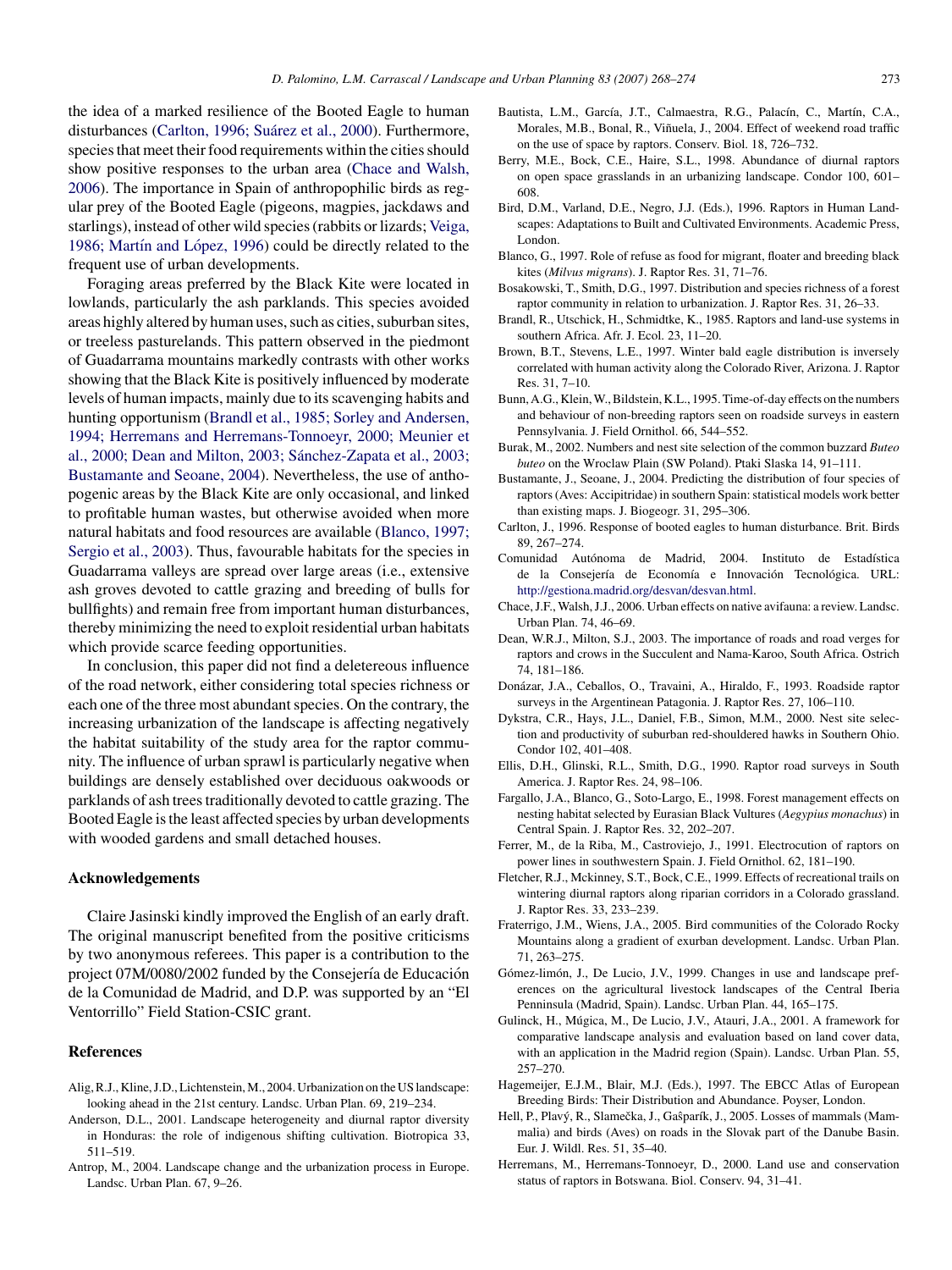the idea of a marked resilience of the Booted Eagle to human disturbances (Carlton, 1996; Suárez et al., 2000). Furthermore, species that meet their food requirements within the cities should show positive responses to the urban area (Chace and Walsh, 2006). The importance in Spain of anthropophilic birds as regular prey of the Booted Eagle (pigeons, magpies, jackdaws and starlings), instead of other wild species (rabbits or lizards; Veiga, 1986; Martín and López, 1996) could be directly related to the frequent use of urban developments.

Foraging areas preferred by the Black Kite were located in lowlands, particularly the ash parklands. This species avoided areas highly altered by human uses, such as cities, suburban sites, or treeless pasturelands. This pattern observed in the piedmont of Guadarrama mountains markedly contrasts with other works showing that the Black Kite is positively influenced by moderate levels of human impacts, mainly due to its scavenging habits and hunting opportunism (Brandl et al., 1985; Sorley and Andersen, 1994; Herremans and Herremans-Tonnoeyr, 2000; Meunier et al., 2000; Dean and Milton, 2003; Sánchez-Zapata et al., 2003; Bustamante and Seoane, 2004). Nevertheless, the use of anthopogenic areas by the Black Kite are only occasional, and linked to profitable human wastes, but otherwise avoided when more natural habitats and food resources are available (Blanco, 1997; Sergio et al., 2003). Thus, favourable habitats for the species in Guadarrama valleys are spread over large areas (i.e., extensive ash groves devoted to cattle grazing and breeding of bulls for bullfights) and remain free from important human disturbances, thereby minimizing the need to exploit residential urban habitats which provide scarce feeding opportunities.

In conclusion, this paper did not find a deletereous influence of the road network, either considering total species richness or each one of the three most abundant species. On the contrary, the increasing urbanization of the landscape is affecting negatively the habitat suitability of the study area for the raptor community. The influence of urban sprawl is particularly negative when buildings are densely established over deciduous oakwoods or parklands of ash trees traditionally devoted to cattle grazing. The Booted Eagle is the least affected species by urban developments with wooded gardens and small detached houses.

## Acknowledgements

Claire Jasinski kindly improved the English of an early draft. The original manuscript benefited from the positive criticisms by two anonymous referees. This paper is a contribution to the project 07M/0080/2002 funded by the Consejería de Educación de la Comunidad de Madrid, and D.P. was supported by an "El Ventorrillo" Field Station-CSIC grant.

## References

Alig, R.J., Kline, J.D., Lichtenstein, M., 2004. Urbanization on the US landscape: looking ahead in the 21st century. Landsc. Urban Plan. 69, 219–234.

Anderson, D.L., 2001. Landscape heterogeneity and diurnal raptor diversity in Honduras: the role of indigenous shifting cultivation. Biotropica 33, 511–519.

Antrop, M., 2004. Landscape change and the urbanization process in Europe. Landsc. Urban Plan. 67, 9–26.

Bautista, L.M., García, J.T., Calmaestra, R.G., Palacín, C., Martín, C.A., Morales, M.B., Bonal, R., Viñuela, J., 2004. Effect of weekend road traffic on the use of space by raptors. Conserv. Biol. 18, 726–732.

Berry, M.E., Bock, C.E., Haire, S.L., 1998. Abundance of diurnal raptors on open space grasslands in an urbanizing landscape. Condor 100, 601–608.

Bird, D.M., Varland, D.E., Negro, J.J. (Eds.), 1996. Raptors in Human Landscapes: Adaptations to Built and Cultivated Environments. Academic Press, London.

Blanco, G., 1997. Role of refuse as food for migrant, floater and breeding black kites (*Milvus migrans*). J. Raptor Res. 31, 71–76.

Bosakowski, T., Smith, D.G., 1997. Distribution and species richness of a forest raptor community in relation to urbanization. J. Raptor Res. 31, 26–33.

Brandl, R., Utschick, H., Schmidtke, K., 1985. Raptors and land-use systems in southern Africa. Afr. J. Ecol. 23, 11–20.

Brown, B.T., Stevens, L.E., 1997. Winter bald eagle distribution is inversely correlated with human activity along the Colorado River, Arizona. J. Raptor Res. 31, 7–10.

Bunn, A.G., Klein, W., Bildstein, K.L., 1995. Time-of-day effects on the numbers and behaviour of non-breeding raptors seen on roadside surveys in eastern Pennsylvania. J. Field Ornithol. 66, 544–552.

Burak, M., 2002. Numbers and nest site selection of the common buzzard *Buteo buteo* on the Wroclaw Plain (SW Poland). Ptaki Slaska 14, 91–111.

Bustamante, J., Seoane, J., 2004. Predicting the distribution of four species of raptors (Aves: Accipitridae) in southern Spain: statistical models work better than existing maps. J. Biogeogr. 31, 295–306.

Carlton, J., 1996. Response of booted eagles to human disturbance. Brit. Birds 89, 267–274.

Comunidad Autónoma de Madrid, 2004. Instituto de Estadística de la Consejería de Economía e Innovación Tecnológica. URL: http://gestiona.madrid.org/desvan/desvan.html.

Chace, J.F., Walsh, J.J., 2006. Urban effects on native avifauna: a review. Landsc. Urban Plan. 74, 46–69.

Dean, W.R.J., Milton, S.J., 2003. The importance of roads and road verges for raptors and crows in the Succulent and Nama-Karoo, South Africa. Ostrich 74, 181–186.

Donázar, J.A., Ceballos, O., Travaini, A., Hiraldo, F., 1993. Roadside raptor surveys in the Argentinean Patagonia. J. Raptor Res. 27, 106–110.

Dykstra, C.R., Hays, J.L., Daniel, F.B., Simon, M.M., 2000. Nest site selection and productivity of suburban red-shouldered hawks in Southern Ohio. Condor 102, 401–408.

Ellis, D.H., Glinski, R.L., Smith, D.G., 1990. Raptor road surveys in South America. J. Raptor Res. 24, 98–106.

Fargallo, J.A., Blanco, G., Soto-Largo, E., 1998. Forest management effects on nesting habitat selected by Eurasian Black Vultures (*Aegypius monachus*) in Central Spain. J. Raptor Res. 32, 202–207.

Ferrer, M., de la Riba, M., Castroviejo, J., 1991. Electrocution of raptors on power lines in southwestern Spain. J. Field Ornithol. 62, 181–190.

Fletcher, R.J., Mckinney, S.T., Bock, C.E., 1999. Effects of recreational trails on wintering diurnal raptors along riparian corridors in a Colorado grassland. J. Raptor Res. 33, 233–239.

Fraterrigo, J.M., Wiens, J.A., 2005. Bird communities of the Colorado Rocky Mountains along a gradient of exurban development. Landsc. Urban Plan. 71, 263–275.

Gómez-limón, J., De Lucio, J.V., 1999. Changes in use and landscape preferences on the agricultural livestock landscapes of the Central Iberia Penninsula (Madrid, Spain). Landsc. Urban Plan. 44, 165–175.

Gulinck, H., Múgica, M., De Lucio, J.V., Atauri, J.A., 2001. A framework for comparative landscape analysis and evaluation based on land cover data, with an application in the Madrid region (Spain). Landsc. Urban Plan. 55, 257–270.

Hagemeijer, E.J.M., Blair, M.J. (Eds.), 1997. The EBCC Atlas of European Breeding Birds: Their Distribution and Abundance. Poyser, London.

Hell, P., Plavý, R., Slamečka, J., Gašparík, J., 2005. Losses of mammals (Mammalia) and birds (Aves) on roads in the Slovak part of the Danube Basin. Eur. J. Wildl. Res. 51, 35–40.

Herremans, M., Herremans-Tonnoeyr, D., 2000. Land use and conservation status of raptors in Botswana. Biol. Conserv. 94, 31–41.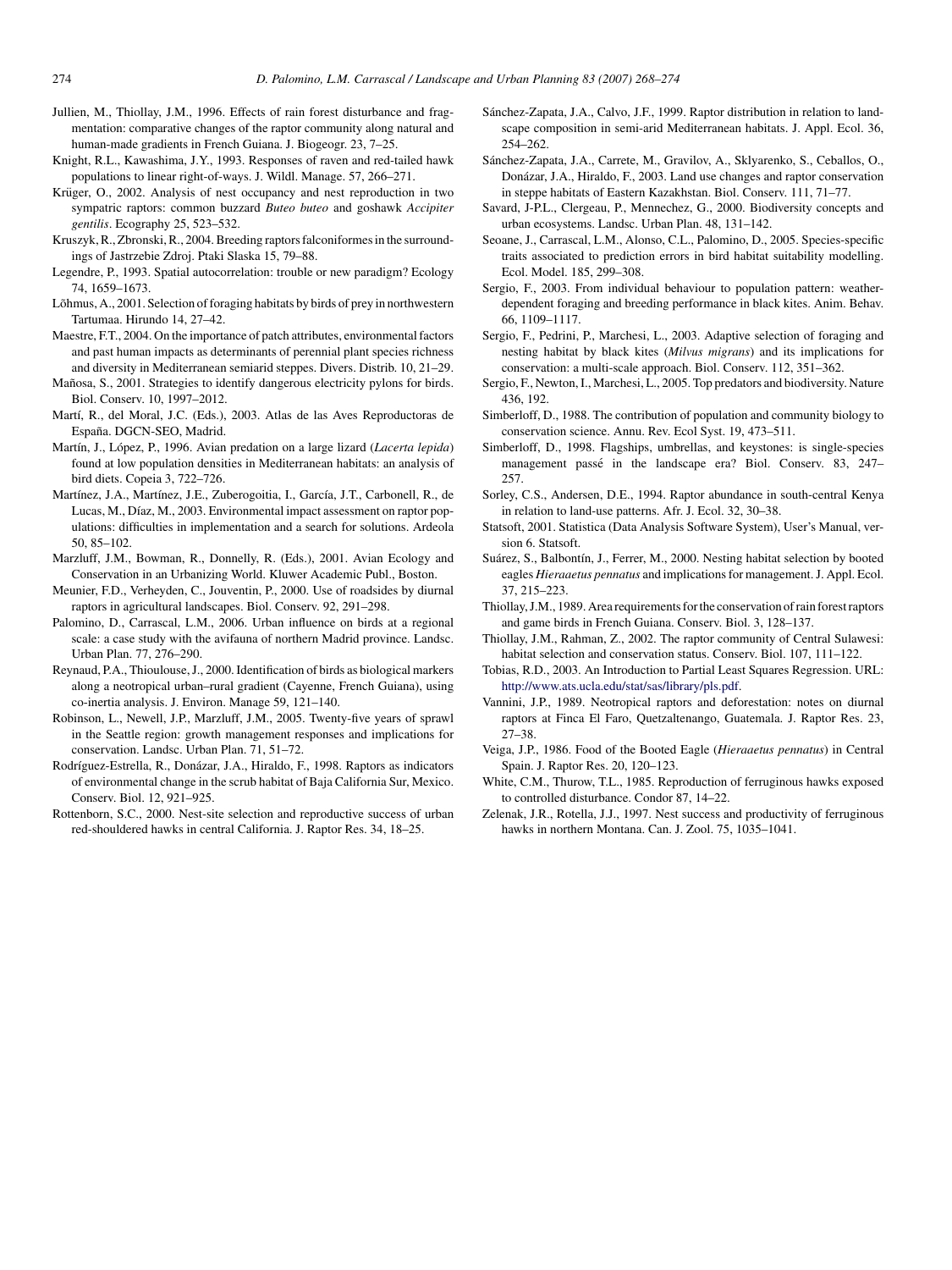Jullien, M., Thiollay, J.M., 1996. Effects of rain forest disturbance and fragmentation: comparative changes of the raptor community along natural and human-made gradients in French Guiana. J. Biogeogr. 23, 7–25.

Knight, R.L., Kawashima, J.Y., 1993. Responses of raven and red-tailed hawk populations to linear right-of-ways. J. Wildl. Manage. 57, 266–271.

Krüger, O., 2002. Analysis of nest occupancy and nest reproduction in two sympatric raptors: common buzzard *Buteo buteo* and goshawk *Accipiter gentilis*. Ecography 25, 523–532.

Kruszyk, R., Zbronski, R., 2004. Breeding raptors falconiformes in the surroundings of Jastrzebie Zdroj. Ptaki Slaska 15, 79–88.

Legendre, P., 1993. Spatial autocorrelation: trouble or new paradigm? Ecology 74, 1659–1673.

Lõhmus, A., 2001. Selection of foraging habitats by birds of prey in northwestern Tartumaa. Hirundo 14, 27–42.

Maestre, F.T., 2004. On the importance of patch attributes, environmental factors and past human impacts as determinants of perennial plant species richness and diversity in Mediterranean semiarid steppes. Divers. Distrib. 10, 21–29.

Mañosa, S., 2001. Strategies to identify dangerous electricity pylons for birds. Biol. Conserv. 10, 1997–2012.

Martí, R., del Moral, J.C. (Eds.), 2003. Atlas de las Aves Reproductoras de España. DGCN-SEO, Madrid.

Martín, J., López, P., 1996. Avian predation on a large lizard (*Lacerta lepida*) found at low population densities in Mediterranean habitats: an analysis of bird diets. Copeia 3, 722–726.

Martínez, J.A., Martínez, J.E., Zuberogoitia, I., García, J.T., Carbonell, R., de Lucas, M., Díaz, M., 2003. Environmental impact assessment on raptor populations: difficulties in implementation and a search for solutions. Ardeola 50, 85–102.

Marzluff, J.M., Bowman, R., Donnelly, R. (Eds.), 2001. Avian Ecology and Conservation in an Urbanizing World. Kluwer Academic Publ., Boston.

Meunier, F.D., Verheyden, C., Jouventin, P., 2000. Use of roadsides by diurnal raptors in agricultural landscapes. Biol. Conserv. 92, 291–298.

Palomino, D., Carrascal, L.M., 2006. Urban influence on birds at a regional scale: a case study with the avifauna of northern Madrid province. Landsc. Urban Plan. 77, 276–290.

Reynaud, P.A., Thioulouse, J., 2000. Identification of birds as biological markers along a neotropical urban–rural gradient (Cayenne, French Guiana), using co-inertia analysis. J. Environ. Manage 59, 121–140.

Robinson, L., Newell, J.P., Marzluff, J.M., 2005. Twenty-five years of sprawl in the Seattle region: growth management responses and implications for conservation. Landsc. Urban Plan. 71, 51–72.

Rodríguez-Estrella, R., Donázar, J.A., Hiraldo, F., 1998. Raptors as indicators of environmental change in the scrub habitat of Baja California Sur, Mexico. Conserv. Biol. 12, 921–925.

Rottenborn, S.C., 2000. Nest-site selection and reproductive success of urban red-shouldered hawks in central California. J. Raptor Res. 34, 18–25.

Sánchez-Zapata, J.A., Calvo, J.F., 1999. Raptor distribution in relation to landscape composition in semi-arid Mediterranean habitats. J. Appl. Ecol. 36, 254–262.

Sánchez-Zapata, J.A., Carrete, M., Gravilov, A., Sklyarenko, S., Ceballos, O., Donázar, J.A., Hiraldo, F., 2003. Land use changes and raptor conservation in steppe habitats of Eastern Kazakhstan. Biol. Conserv. 111, 71–77.

Savard, J-P.L., Clergeau, P., Mennechez, G., 2000. Biodiversity concepts and urban ecosystems. Landsc. Urban Plan. 48, 131–142.

Seoane, J., Carrascal, L.M., Alonso, C.L., Palomino, D., 2005. Species-specific traits associated to prediction errors in bird habitat suitability modelling. Ecol. Model. 185, 299–308.

Sergio, F., 2003. From individual behaviour to population pattern: weather-dependent foraging and breeding performance in black kites. Anim. Behav. 66, 1109–1117.

Sergio, F., Pedrini, P., Marchesi, L., 2003. Adaptive selection of foraging and nesting habitat by black kites (*Milvus migrans*) and its implications for conservation: a multi-scale approach. Biol. Conserv. 112, 351–362.

Sergio, F., Newton, I., Marchesi, L., 2005. Top predators and biodiversity. Nature 436, 192.

Simberloff, D., 1988. The contribution of population and community biology to conservation science. Annu. Rev. Ecol Syst. 19, 473–511.

Simberloff, D., 1998. Flagships, umbrellas, and keystones: is single-species management passé in the landscape era? Biol. Conserv. 83, 247–257.

Sorley, C.S., Andersen, D.E., 1994. Raptor abundance in south-central Kenya in relation to land-use patterns. Afr. J. Ecol. 32, 30–38.

Statsoft, 2001. Statistica (Data Analysis Software System), User's Manual, version 6. Statsoft.

Suárez, S., Balbontín, J., Ferrer, M., 2000. Nesting habitat selection by booted eagles *Hieraaetus pennatus* and implications for management. J. Appl. Ecol. 37, 215–223.

Thiollay, J.M., 1989. Area requirements for the conservation of rain forest raptors and game birds in French Guiana. Conserv. Biol. 3, 128–137.

Thiollay, J.M., Rahman, Z., 2002. The raptor community of Central Sulawesi: habitat selection and conservation status. Conserv. Biol. 107, 111–122.

Tobias, R.D., 2003. An Introduction to Partial Least Squares Regression. URL: http://www.ats.ucla.edu/stat/sas/library/pls.pdf.

Vannini, J.P., 1989. Neotropical raptors and deforestation: notes on diurnal raptors at Finca El Faro, Quetzaltenango, Guatemala. J. Raptor Res. 23, 27–38.

Veiga, J.P., 1986. Food of the Booted Eagle (*Hieraaetus pennatus*) in Central Spain. J. Raptor Res. 20, 120–123.

White, C.M., Thurow, T.L., 1985. Reproduction of ferruginous hawks exposed to controlled disturbance. Condor 87, 14–22.

Zelenak, J.R., Rotella, J.J., 1997. Nest success and productivity of ferruginous hawks in northern Montana. Can. J. Zool. 75, 1035–1041.